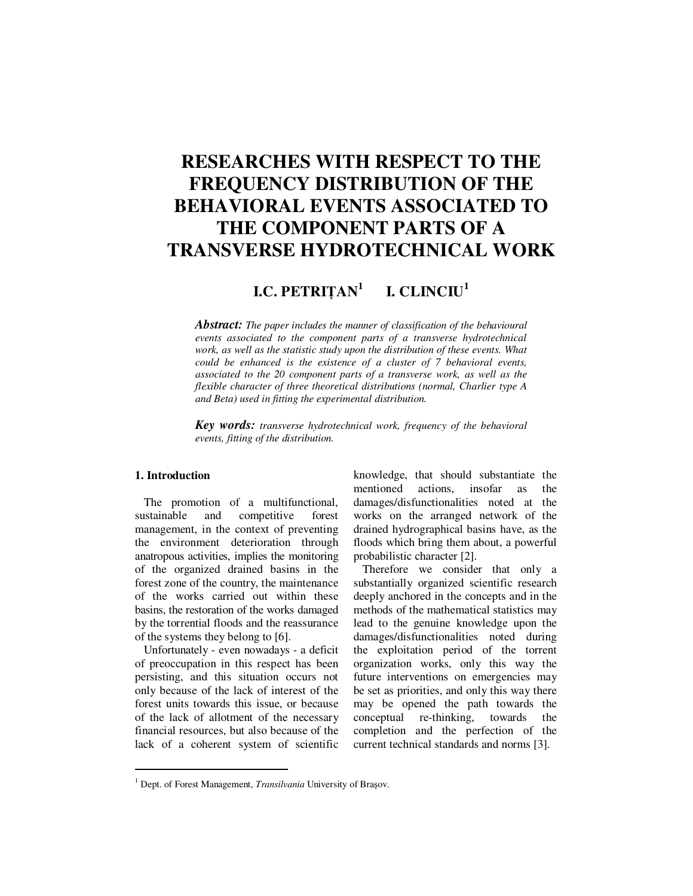# RESEARCHES WITH RESPECT TO THE FREQUENCY DISTRIBUTION OF THE BEHAVIORAL EVENTS ASSOCIATED TO THE COMPONENT PARTS OF A TRANSVERSE HYDROTECHNICAL WORK

**I.C. PETRIȚAN[1] I. CLINCIU[1]**

***Abstract:*** *The paper includes the manner of classification of the behavioural events associated to the component parts of a transverse hydrotechnical work, as well as the statistic study upon the distribution of these events. What could be enhanced is the existence of a cluster of 7 behavioral events, associated to the 20 component parts of a transverse work, as well as the flexible character of three theoretical distributions (normal, Charlier type A and Beta) used in fitting the experimental distribution.*

***Key words:*** *transverse hydrotechnical work, frequency of the behavioral events, fitting of the distribution.*

## 1. Introduction

The promotion of a multifunctional, sustainable and competitive forest management, in the context of preventing the environment deterioration through anatropous activities, implies the monitoring of the organized drained basins in the forest zone of the country, the maintenance of the works carried out within these basins, the restoration of the works damaged by the torrential floods and the reassurance of the systems they belong to [6].

Unfortunately - even nowadays - a deficit of preoccupation in this respect has been persisting, and this situation occurs not only because of the lack of interest of the forest units towards this issue, or because of the lack of allotment of the necessary financial resources, but also because of the lack of a coherent system of scientific knowledge, that should substantiate the mentioned actions, insofar as the damages/disfunctionalities noted at the works on the arranged network of the drained hydrographical basins have, as the floods which bring them about, a powerful probabilistic character [2].

Therefore we consider that only a substantially organized scientific research deeply anchored in the concepts and in the methods of the mathematical statistics may lead to the genuine knowledge upon the damages/disfunctionalities noted during the exploitation period of the torrent organization works, only this way the future interventions on emergencies may be set as priorities, and only this way there may be opened the path towards the conceptual re-thinking, towards the completion and the perfection of the current technical standards and norms [3].

---

[1] Dept. of Forest Management, *Transilvania* University of Brașov.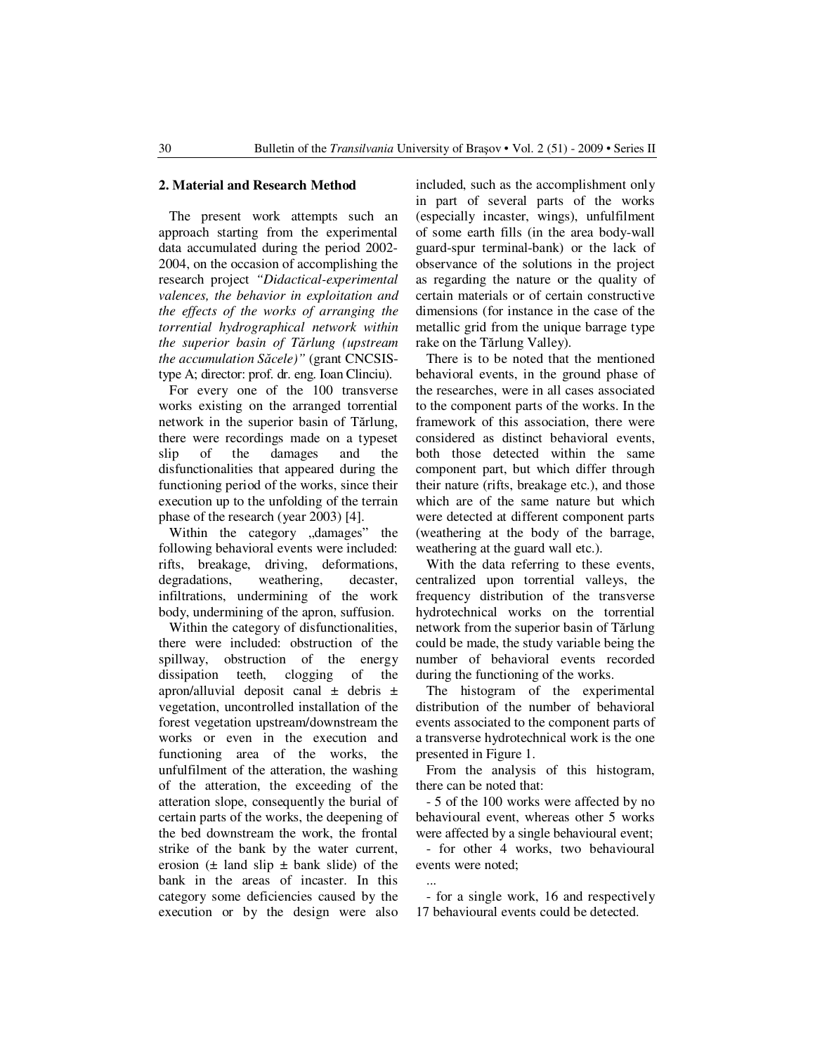## 2. Material and Research Method

The present work attempts such an approach starting from the experimental data accumulated during the period 2002-2004, on the occasion of accomplishing the research project *"Didactical-experimental valences, the behavior in exploitation and the effects of the works of arranging the torrential hydrographical network within the superior basin of Tărlung (upstream the accumulation Săcele)"* (grant CNCSIS-type A; director: prof. dr. eng. Ioan Clinciu).

For every one of the 100 transverse works existing on the arranged torrential network in the superior basin of Tărlung, there were recordings made on a typeset slip of the damages and the disfunctionalities that appeared during the functioning period of the works, since their execution up to the unfolding of the terrain phase of the research (year 2003) [4].

Within the category „damages" the following behavioral events were included: rifts, breakage, driving, deformations, degradations, weathering, decaster, infiltrations, undermining of the work body, undermining of the apron, suffusion.

Within the category of disfunctionalities, there were included: obstruction of the spillway, obstruction of the energy dissipation teeth, clogging of the apron/alluvial deposit canal ± debris ± vegetation, uncontrolled installation of the forest vegetation upstream/downstream the works or even in the execution and functioning area of the works, the unfulfilment of the atteration, the washing of the atteration, the exceeding of the atteration slope, consequently the burial of certain parts of the works, the deepening of the bed downstream the work, the frontal strike of the bank by the water current, erosion (± land slip ± bank slide) of the bank in the areas of incaster. In this category some deficiencies caused by the execution or by the design were also included, such as the accomplishment only in part of several parts of the works (especially incaster, wings), unfulfilment of some earth fills (in the area body-wall guard-spur terminal-bank) or the lack of observance of the solutions in the project as regarding the nature or the quality of certain materials or of certain constructive dimensions (for instance in the case of the metallic grid from the unique barrage type rake on the Tărlung Valley).

There is to be noted that the mentioned behavioral events, in the ground phase of the researches, were in all cases associated to the component parts of the works. In the framework of this association, there were considered as distinct behavioral events, both those detected within the same component part, but which differ through their nature (rifts, breakage etc.), and those which are of the same nature but which were detected at different component parts (weathering at the body of the barrage, weathering at the guard wall etc.).

With the data referring to these events, centralized upon torrential valleys, the frequency distribution of the transverse hydrotechnical works on the torrential network from the superior basin of Tărlung could be made, the study variable being the number of behavioral events recorded during the functioning of the works.

The histogram of the experimental distribution of the number of behavioral events associated to the component parts of a transverse hydrotechnical work is the one presented in Figure 1.

From the analysis of this histogram, there can be noted that:

- 5 of the 100 works were affected by no behavioural event, whereas other 5 works were affected by a single behavioural event;
- for other 4 works, two behavioural events were noted;

...

- for a single work, 16 and respectively 17 behavioural events could be detected.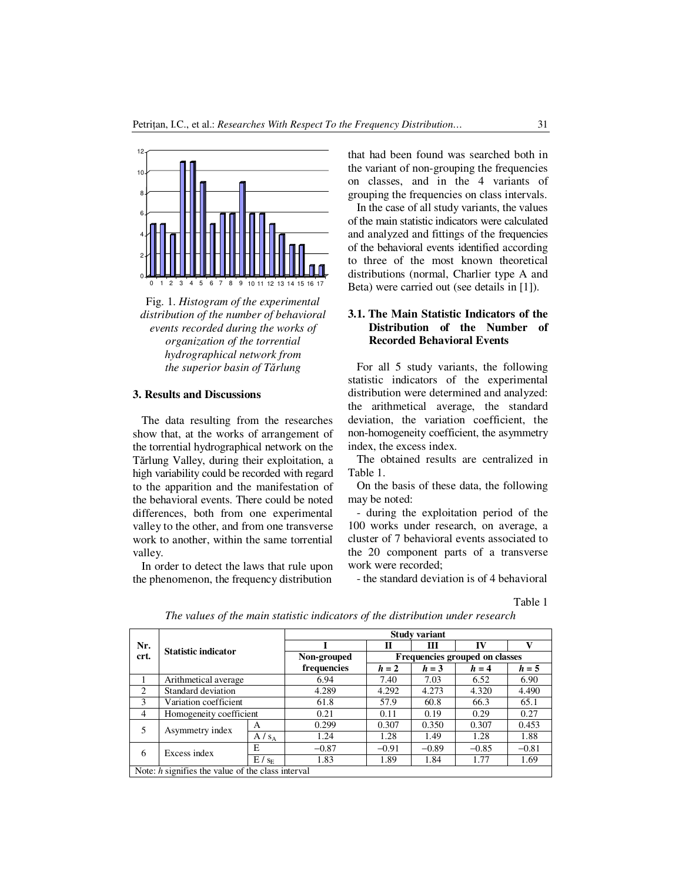Fig. 1. *Histogram of the experimental distribution of the number of behavioral events recorded during the works of organization of the torrential hydrographical network from the superior basin of Tărlung*

## 3. Results and Discussions

The data resulting from the researches show that, at the works of arrangement of the torrential hydrographical network on the Tărlung Valley, during their exploitation, a high variability could be recorded with regard to the apparition and the manifestation of the behavioral events. There could be noted differences, both from one experimental valley to the other, and from one transverse work to another, within the same torrential valley.

In order to detect the laws that rule upon the phenomenon, the frequency distribution that had been found was searched both in the variant of non-grouping the frequencies on classes, and in the 4 variants of grouping the frequencies on class intervals.

In the case of all study variants, the values of the main statistic indicators were calculated and analyzed and fittings of the frequencies of the behavioral events identified according to three of the most known theoretical distributions (normal, Charlier type A and Beta) were carried out (see details in [1]).

### 3.1. The Main Statistic Indicators of the Distribution of the Number of Recorded Behavioral Events

For all 5 study variants, the following statistic indicators of the experimental distribution were determined and analyzed: the arithmetical average, the standard deviation, the variation coefficient, the non-homogeneity coefficient, the asymmetry index, the excess index.

The obtained results are centralized in Table 1.

On the basis of these data, the following may be noted:

- during the exploitation period of the 100 works under research, on average, a cluster of 7 behavioral events associated to the 20 component parts of a transverse work were recorded;
- the standard deviation is of 4 behavioral

Table 1

*The values of the main statistic indicators of the distribution under research*

| Nr. crt. | Statistic indicator | | Study variant | | | | |
|---|---|---|---|---|---|---|---|
| | | | I | II | III | IV | V |
| | | | Non-grouped frequencies | Frequencies grouped on classes | | | |
| | | | | *h* = 2 | *h* = 3 | *h* = 4 | *h* = 5 |
| 1 | Arithmetical average | | 6.94 | 7.40 | 7.03 | 6.52 | 6.90 |
| 2 | Standard deviation | | 4.289 | 4.292 | 4.273 | 4.320 | 4.490 |
| 3 | Variation coefficient | | 61.8 | 57.9 | 60.8 | 66.3 | 65.1 |
| 4 | Homogeneity coefficient | | 0.21 | 0.11 | 0.19 | 0.29 | 0.27 |
| 5 | Asymmetry index | A | 0.299 | 0.307 | 0.350 | 0.307 | 0.453 |
| | | $A / s_A$ | 1.24 | 1.28 | 1.49 | 1.28 | 1.88 |
| 6 | Excess index | E | −0.87 | −0.91 | −0.89 | −0.85 | −0.81 |
| | | $E / s_E$ | 1.83 | 1.89 | 1.84 | 1.77 | 1.69 |

Note: *h* signifies the value of the class interval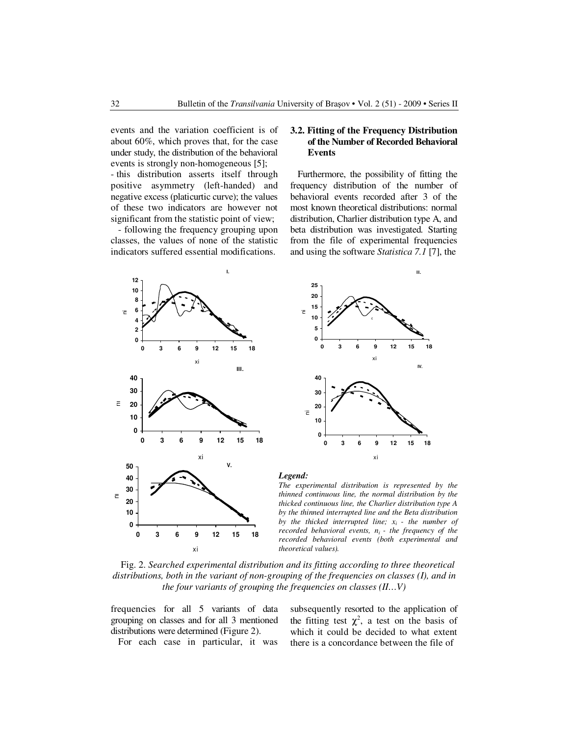events and the variation coefficient is of about 60%, which proves that, for the case under study, the distribution of the behavioral events is strongly non-homogeneous [5];

- this distribution asserts itself through positive asymmetry (left-handed) and negative excess (platicurtic curve); the values of these two indicators are however not significant from the statistic point of view;
- following the frequency grouping upon classes, the values of none of the statistic indicators suffered essential modifications.

### 3.2. Fitting of the Frequency Distribution of the Number of Recorded Behavioral Events

Furthermore, the possibility of fitting the frequency distribution of the number of behavioral events recorded after 3 of the most known theoretical distributions: normal distribution, Charlier distribution type A, and beta distribution was investigated. Starting from the file of experimental frequencies and using the software *Statistica 7.1* [7], the frequencies for all 5 variants of data grouping on classes and for all 3 mentioned distributions were determined (Figure 2).

***Legend:***
*The experimental distribution is represented by the thinned continuous line, the normal distribution by the thicked continuous line, the Charlier distribution type A by the thinned interrupted line and the Beta distribution by the thicked interrupted line; $x_i$ - the number of recorded behavioral events, $n_i$ - the frequency of the recorded behavioral events (both experimental and theoretical values).*

Fig. 2. *Searched experimental distribution and its fitting according to three theoretical distributions, both in the variant of non-grouping of the frequencies on classes (I), and in the four variants of grouping the frequencies on classes (II…V)*

For each case in particular, it was subsequently resorted to the application of the fitting test $\chi^2$, a test on the basis of which it could be decided to what extent there is a concordance between the file of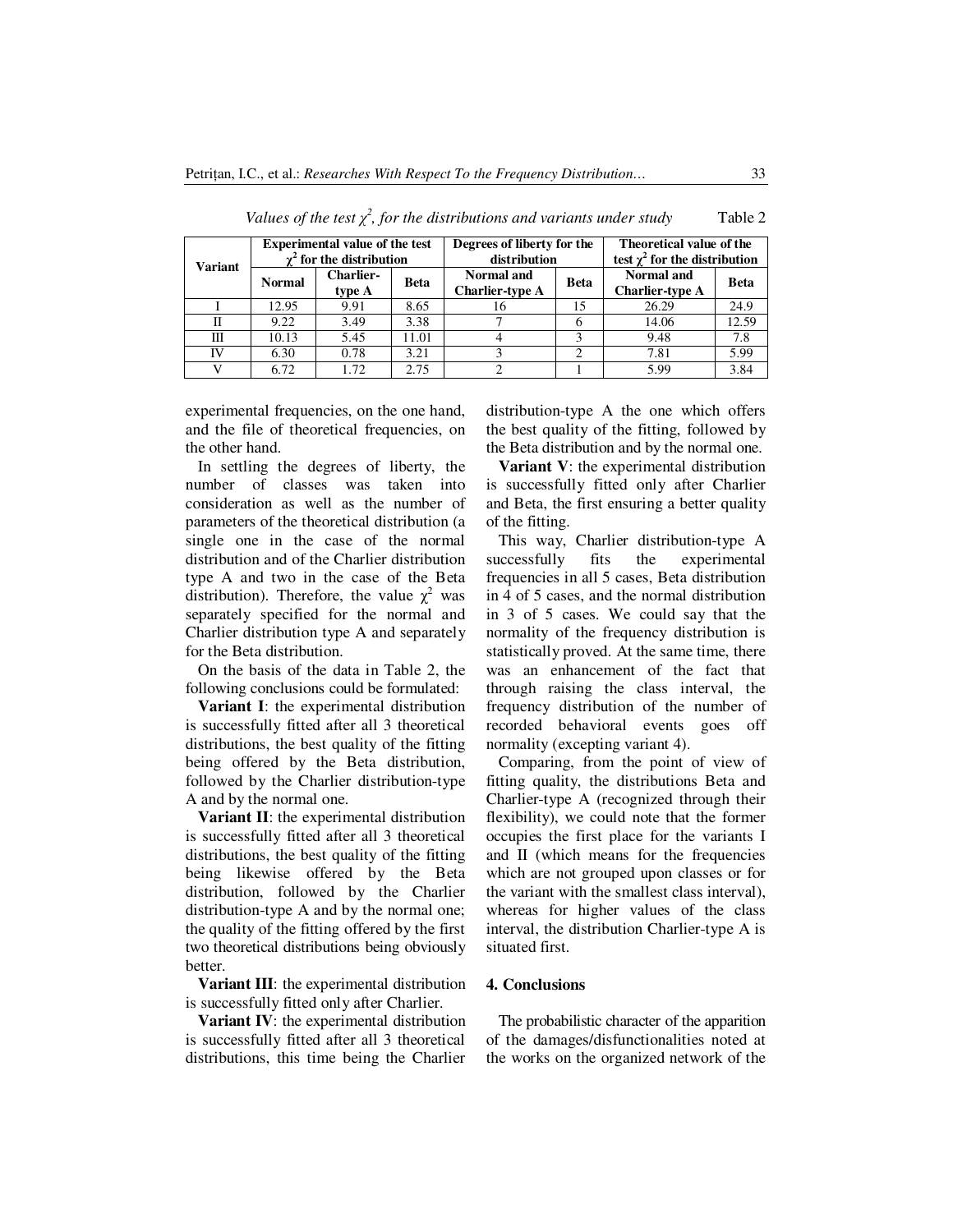*Values of the test $\chi^2$, for the distributions and variants under study* Table 2

| Variant | Experimental value of the test $\chi^2$ for the distribution | | | Degrees of liberty for the distribution | | Theoretical value of the test $\chi^2$ for the distribution | |
|---|---|---|---|---|---|---|---|
| | Normal | Charlier-type A | Beta | Normal and Charlier-type A | Beta | Normal and Charlier-type A | Beta |
| I | 12.95 | 9.91 | 8.65 | 16 | 15 | 26.29 | 24.9 |
| II | 9.22 | 3.49 | 3.38 | 7 | 6 | 14.06 | 12.59 |
| III | 10.13 | 5.45 | 11.01 | 4 | 3 | 9.48 | 7.8 |
| IV | 6.30 | 0.78 | 3.21 | 3 | 2 | 7.81 | 5.99 |
| V | 6.72 | 1.72 | 2.75 | 2 | 1 | 5.99 | 3.84 |

experimental frequencies, on the one hand, and the file of theoretical frequencies, on the other hand.

In settling the degrees of liberty, the number of classes was taken into consideration as well as the number of parameters of the theoretical distribution (a single one in the case of the normal distribution and of the Charlier distribution type A and two in the case of the Beta distribution). Therefore, the value $\chi^2$ was separately specified for the normal and Charlier distribution type A and separately for the Beta distribution.

On the basis of the data in Table 2, the following conclusions could be formulated:

**Variant I**: the experimental distribution is successfully fitted after all 3 theoretical distributions, the best quality of the fitting being offered by the Beta distribution, followed by the Charlier distribution-type A and by the normal one.

**Variant II**: the experimental distribution is successfully fitted after all 3 theoretical distributions, the best quality of the fitting being likewise offered by the Beta distribution, followed by the Charlier distribution-type A and by the normal one; the quality of the fitting offered by the first two theoretical distributions being obviously better.

**Variant III**: the experimental distribution is successfully fitted only after Charlier.

**Variant IV**: the experimental distribution is successfully fitted after all 3 theoretical distributions, this time being the Charlier distribution-type A the one which offers the best quality of the fitting, followed by the Beta distribution and by the normal one.

**Variant V**: the experimental distribution is successfully fitted only after Charlier and Beta, the first ensuring a better quality of the fitting.

This way, Charlier distribution-type A successfully fits the experimental frequencies in all 5 cases, Beta distribution in 4 of 5 cases, and the normal distribution in 3 of 5 cases. We could say that the normality of the frequency distribution is statistically proved. At the same time, there was an enhancement of the fact that through raising the class interval, the frequency distribution of the number of recorded behavioral events goes off normality (excepting variant 4).

Comparing, from the point of view of fitting quality, the distributions Beta and Charlier-type A (recognized through their flexibility), we could note that the former occupies the first place for the variants I and II (which means for the frequencies which are not grouped upon classes or for the variant with the smallest class interval), whereas for higher values of the class interval, the distribution Charlier-type A is situated first.

## 4. Conclusions

The probabilistic character of the apparition of the damages/disfunctionalities noted at the works on the organized network of the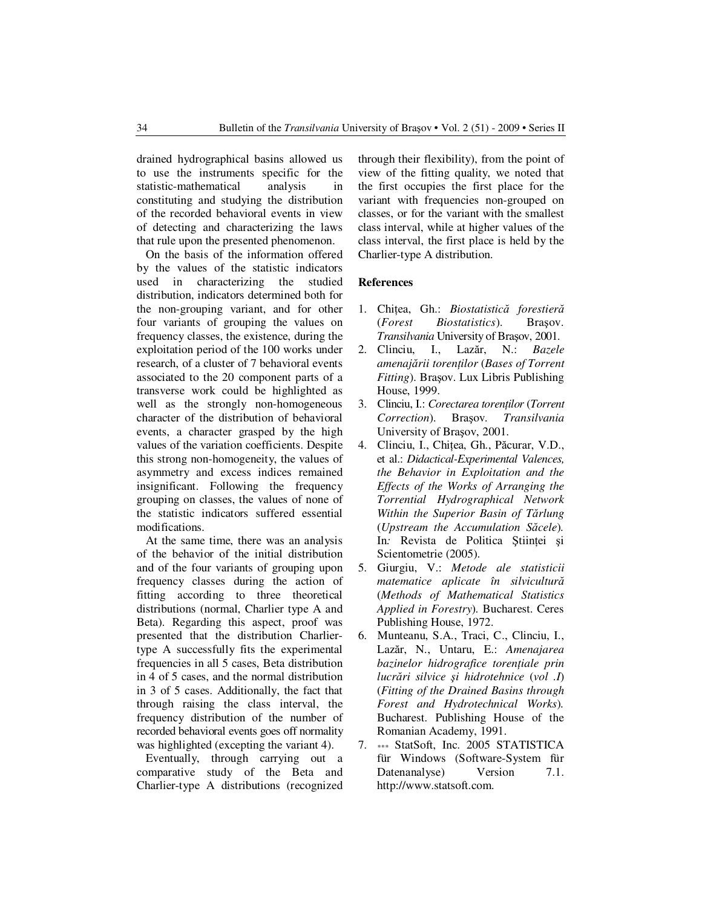drained hydrographical basins allowed us to use the instruments specific for the statistic-mathematical analysis in constituting and studying the distribution of the recorded behavioral events in view of detecting and characterizing the laws that rule upon the presented phenomenon.

On the basis of the information offered by the values of the statistic indicators used in characterizing the studied distribution, indicators determined both for the non-grouping variant, and for other four variants of grouping the values on frequency classes, the existence, during the exploitation period of the 100 works under research, of a cluster of 7 behavioral events associated to the 20 component parts of a transverse work could be highlighted as well as the strongly non-homogeneous character of the distribution of behavioral events, a character grasped by the high values of the variation coefficients. Despite this strong non-homogeneity, the values of asymmetry and excess indices remained insignificant. Following the frequency grouping on classes, the values of none of the statistic indicators suffered essential modifications.

At the same time, there was an analysis of the behavior of the initial distribution and of the four variants of grouping upon frequency classes during the action of fitting according to three theoretical distributions (normal, Charlier type A and Beta). Regarding this aspect, proof was presented that the distribution Charlier-type A successfully fits the experimental frequencies in all 5 cases, Beta distribution in 4 of 5 cases, and the normal distribution in 3 of 5 cases. Additionally, the fact that through raising the class interval, the frequency distribution of the number of recorded behavioral events goes off normality was highlighted (excepting the variant 4).

Eventually, through carrying out a comparative study of the Beta and Charlier-type A distributions (recognized through their flexibility), from the point of view of the fitting quality, we noted that the first occupies the first place for the variant with frequencies non-grouped on classes, or for the variant with the smallest class interval, while at higher values of the class interval, the first place is held by the Charlier-type A distribution.

## References

1. Chițea, Gh.: *Biostatistică forestieră* (*Forest Biostatistics*). Braşov. *Transilvania* University of Braşov, 2001.
2. Clinciu, I., Lazăr, N.: *Bazele amenajării torenților* (*Bases of Torrent Fitting*). Braşov. Lux Libris Publishing House, 1999.
3. Clinciu, I.: *Corectarea torenților* (*Torrent Correction*). Braşov. *Transilvania* University of Braşov, 2001.
4. Clinciu, I., Chițea, Gh., Păcurar, V.D., et al.: *Didactical-Experimental Valences, the Behavior in Exploitation and the Effects of the Works of Arranging the Torrential Hydrographical Network Within the Superior Basin of Tărlung* (*Upstream the Accumulation Săcele*). In*:* Revista de Politica Ştiinței şi Scientometrie (2005).
5. Giurgiu, V.: *Metode ale statisticii matematice aplicate în silvicultură* (*Methods of Mathematical Statistics Applied in Forestry*). Bucharest. Ceres Publishing House, 1972.
6. Munteanu, S.A., Traci, C., Clinciu, I., Lazăr, N., Untaru, E.: *Amenajarea bazinelor hidrografice torențiale prin lucrări silvice şi hidrotehnice* (*vol .I*) (*Fitting of the Drained Basins through Forest and Hydrotechnical Works*). Bucharest. Publishing House of the Romanian Academy, 1991.
7. *** StatSoft, Inc. 2005 STATISTICA für Windows (Software-System für Datenanalyse) Version 7.1. http://www.statsoft.com.